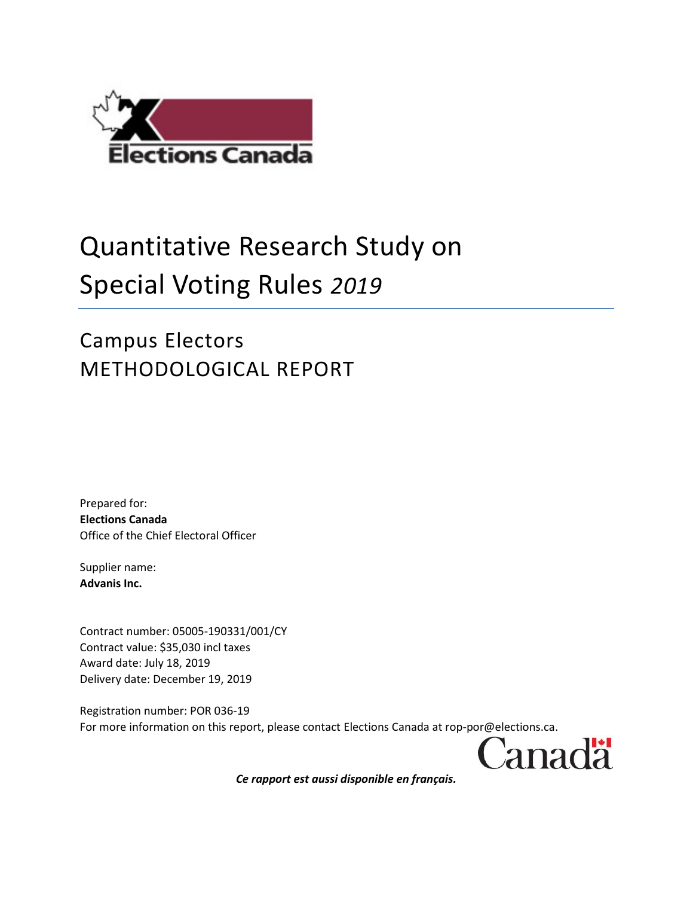# Quantitative Research Study on Special Voting Rules *2019*

## Campus Electors
## METHODOLOGICAL REPORT

Prepared for:
**Elections Canada**
Office of the Chief Electoral Officer

Supplier name:
**Advanis Inc.**

Contract number: 05005-190331/001/CY
Contract value: $35,030 incl taxes
Award date: July 18, 2019
Delivery date: December 19, 2019

Registration number: POR 036-19
For more information on this report, please contact Elections Canada at rop-por@elections.ca.

***Ce rapport est aussi disponible en français.***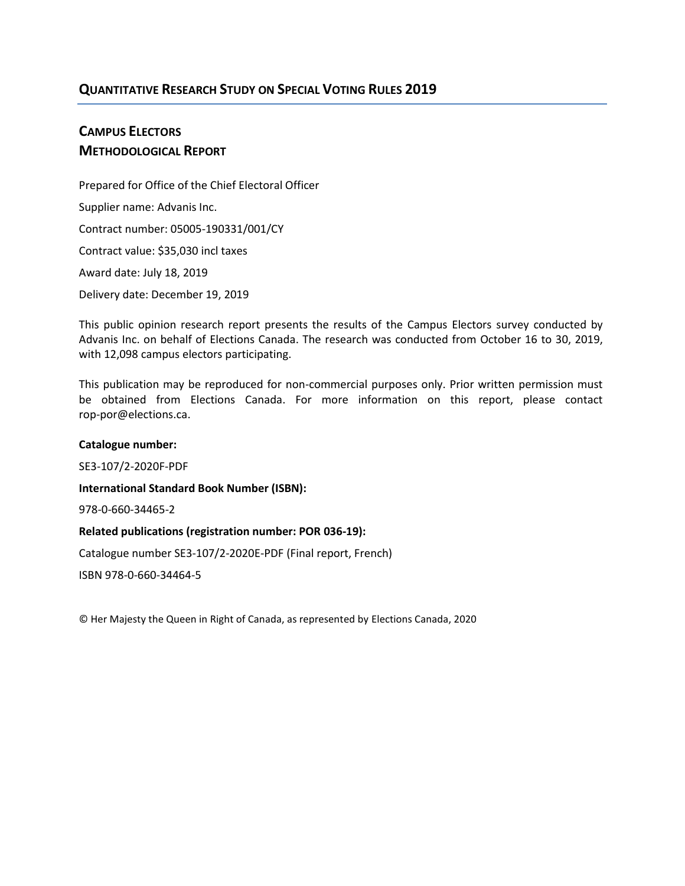## QUANTITATIVE RESEARCH STUDY ON SPECIAL VOTING RULES 2019

## CAMPUS ELECTORS
## METHODOLOGICAL REPORT

Prepared for Office of the Chief Electoral Officer

Supplier name: Advanis Inc.

Contract number: 05005-190331/001/CY

Contract value: $35,030 incl taxes

Award date: July 18, 2019

Delivery date: December 19, 2019

This public opinion research report presents the results of the Campus Electors survey conducted by Advanis Inc. on behalf of Elections Canada. The research was conducted from October 16 to 30, 2019, with 12,098 campus electors participating.

This publication may be reproduced for non-commercial purposes only. Prior written permission must be obtained from Elections Canada. For more information on this report, please contact rop-por@elections.ca.

**Catalogue number:**

SE3-107/2-2020F-PDF

**International Standard Book Number (ISBN):**

978-0-660-34465-2

**Related publications (registration number: POR 036-19):**

Catalogue number SE3-107/2-2020E-PDF (Final report, French)

ISBN 978-0-660-34464-5

© Her Majesty the Queen in Right of Canada, as represented by Elections Canada, 2020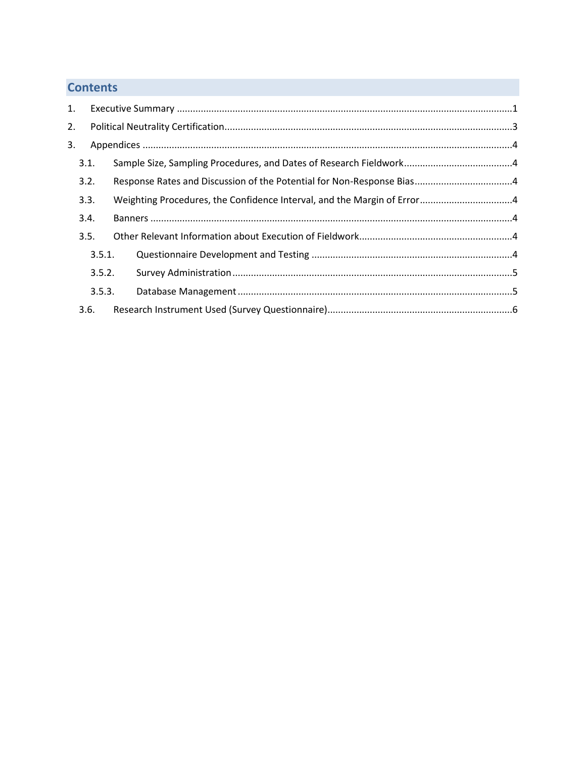# Contents

1. Executive Summary ....................................................................................................................1
2. Political Neutrality Certification....................................................................................................3
3. Appendices ....................................................................................................................................4
   - 3.1. Sample Size, Sampling Procedures, and Dates of Research Fieldwork........................................4
   - 3.2. Response Rates and Discussion of the Potential for Non-Response Bias....................................4
   - 3.3. Weighting Procedures, the Confidence Interval, and the Margin of Error..................................4
   - 3.4. Banners ...................................................................................................................................4
   - 3.5. Other Relevant Information about Execution of Fieldwork........................................................4
     - 3.5.1. Questionnaire Development and Testing ..........................................................................4
     - 3.5.2. Survey Administration ........................................................................................................5
     - 3.5.3. Database Management ......................................................................................................5
   - 3.6. Research Instrument Used (Survey Questionnaire)....................................................................6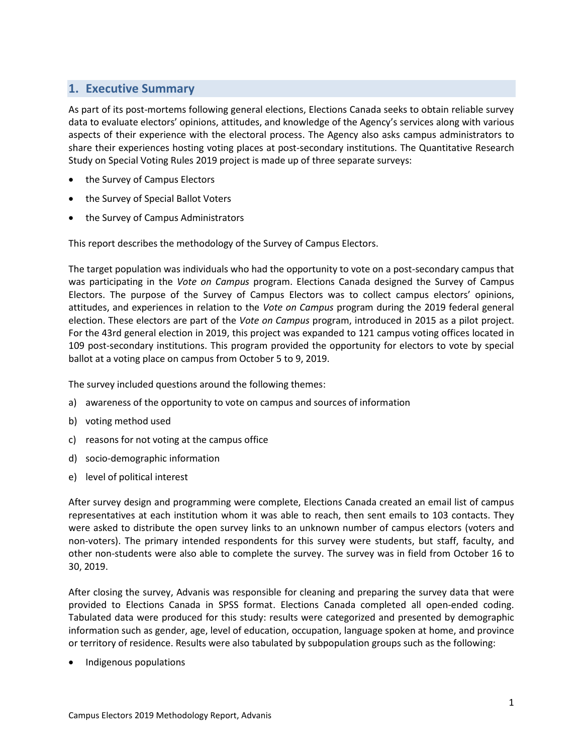## 1. Executive Summary

As part of its post-mortems following general elections, Elections Canada seeks to obtain reliable survey data to evaluate electors' opinions, attitudes, and knowledge of the Agency's services along with various aspects of their experience with the electoral process. The Agency also asks campus administrators to share their experiences hosting voting places at post-secondary institutions. The Quantitative Research Study on Special Voting Rules 2019 project is made up of three separate surveys:

- the Survey of Campus Electors
- the Survey of Special Ballot Voters
- the Survey of Campus Administrators

This report describes the methodology of the Survey of Campus Electors.

The target population was individuals who had the opportunity to vote on a post-secondary campus that was participating in the *Vote on Campus* program. Elections Canada designed the Survey of Campus Electors. The purpose of the Survey of Campus Electors was to collect campus electors' opinions, attitudes, and experiences in relation to the *Vote on Campus* program during the 2019 federal general election. These electors are part of the *Vote on Campus* program, introduced in 2015 as a pilot project. For the 43rd general election in 2019, this project was expanded to 121 campus voting offices located in 109 post-secondary institutions. This program provided the opportunity for electors to vote by special ballot at a voting place on campus from October 5 to 9, 2019.

The survey included questions around the following themes:

a) awareness of the opportunity to vote on campus and sources of information
b) voting method used
c) reasons for not voting at the campus office
d) socio-demographic information
e) level of political interest

After survey design and programming were complete, Elections Canada created an email list of campus representatives at each institution whom it was able to reach, then sent emails to 103 contacts. They were asked to distribute the open survey links to an unknown number of campus electors (voters and non-voters). The primary intended respondents for this survey were students, but staff, faculty, and other non-students were also able to complete the survey. The survey was in field from October 16 to 30, 2019.

After closing the survey, Advanis was responsible for cleaning and preparing the survey data that were provided to Elections Canada in SPSS format. Elections Canada completed all open-ended coding. Tabulated data were produced for this study: results were categorized and presented by demographic information such as gender, age, level of education, occupation, language spoken at home, and province or territory of residence. Results were also tabulated by subpopulation groups such as the following:

- Indigenous populations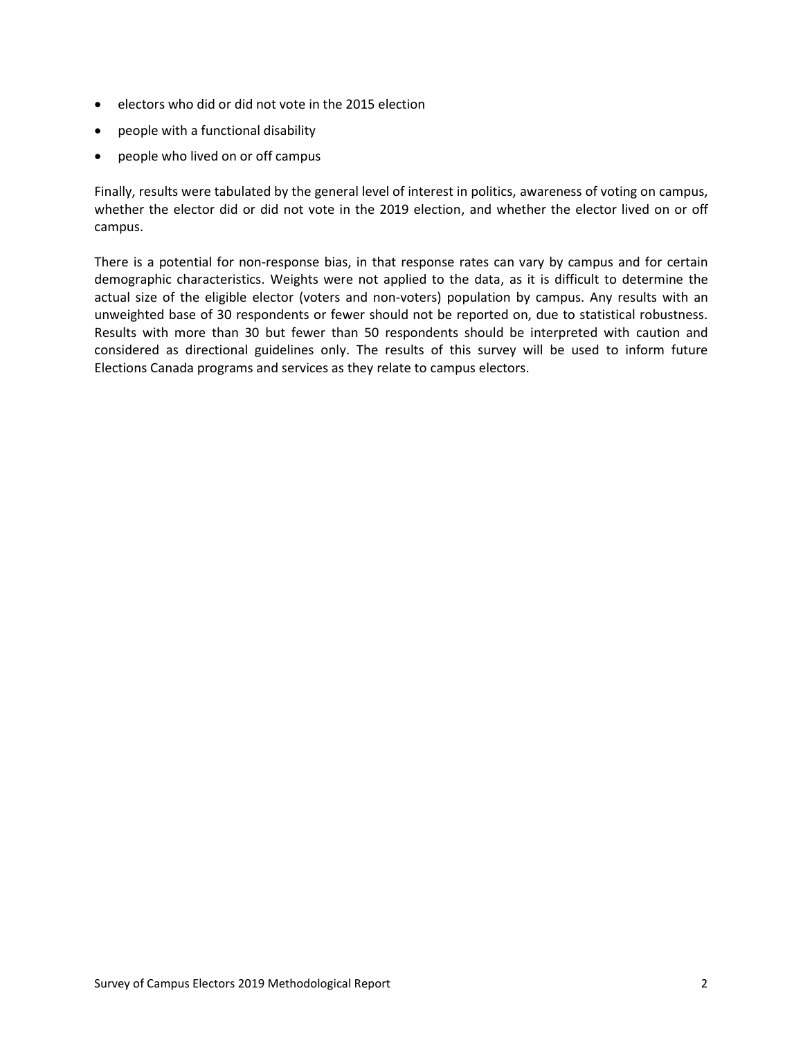- electors who did or did not vote in the 2015 election
- people with a functional disability
- people who lived on or off campus

Finally, results were tabulated by the general level of interest in politics, awareness of voting on campus, whether the elector did or did not vote in the 2019 election, and whether the elector lived on or off campus.

There is a potential for non-response bias, in that response rates can vary by campus and for certain demographic characteristics. Weights were not applied to the data, as it is difficult to determine the actual size of the eligible elector (voters and non-voters) population by campus. Any results with an unweighted base of 30 respondents or fewer should not be reported on, due to statistical robustness. Results with more than 30 but fewer than 50 respondents should be interpreted with caution and considered as directional guidelines only. The results of this survey will be used to inform future Elections Canada programs and services as they relate to campus electors.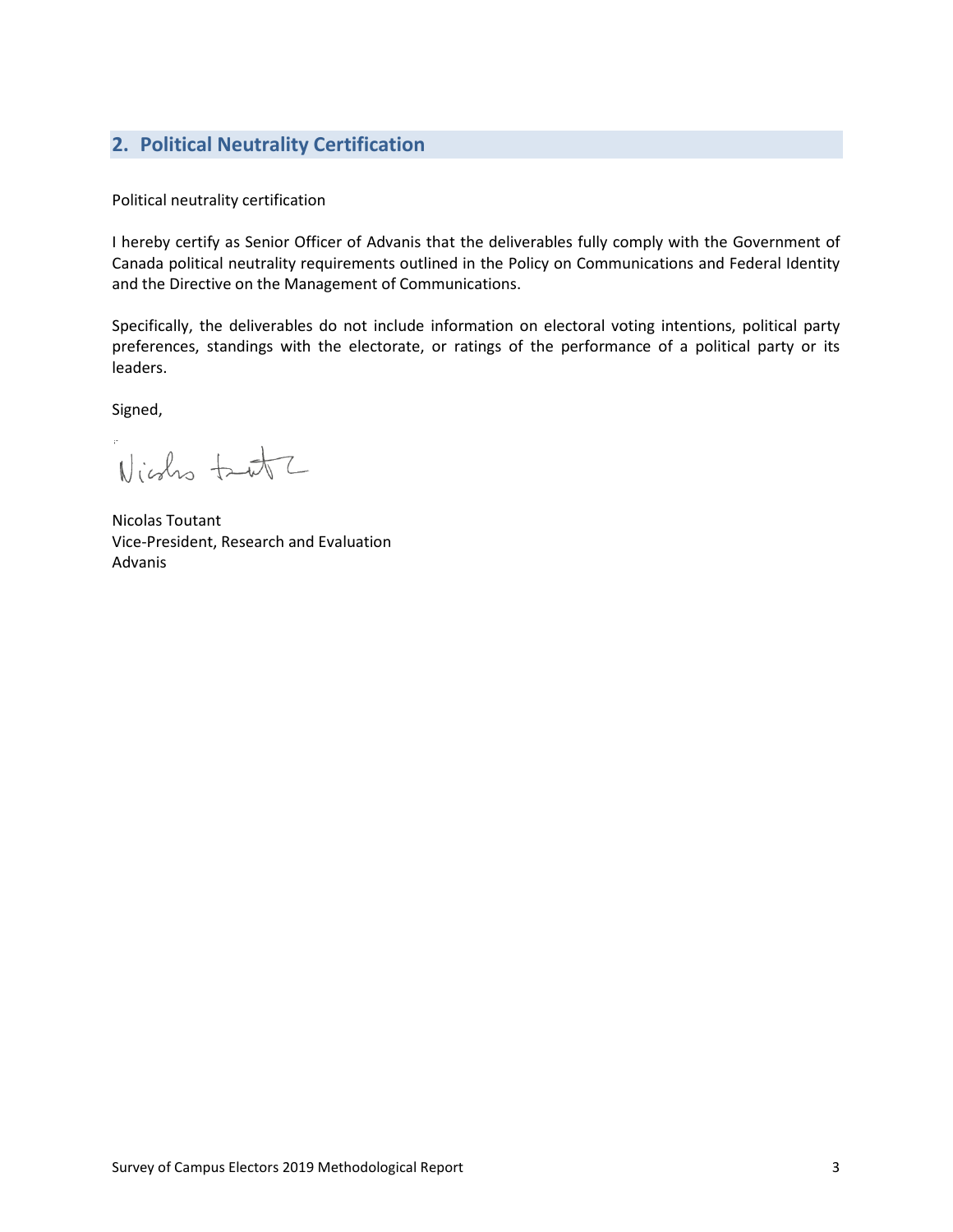## 2. Political Neutrality Certification

Political neutrality certification

I hereby certify as Senior Officer of Advanis that the deliverables fully comply with the Government of Canada political neutrality requirements outlined in the Policy on Communications and Federal Identity and the Directive on the Management of Communications.

Specifically, the deliverables do not include information on electoral voting intentions, political party preferences, standings with the electorate, or ratings of the performance of a political party or its leaders.

Signed,

Nicolas Toutant  
Vice-President, Research and Evaluation  
Advanis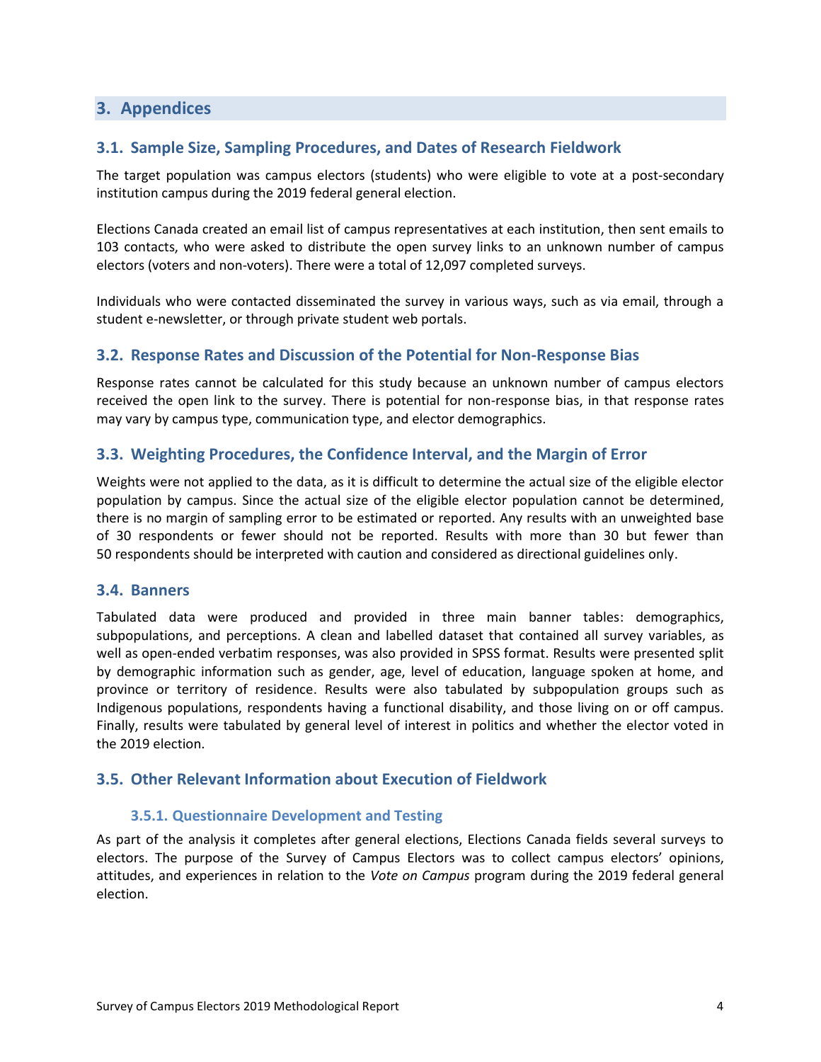# 3. Appendices

## 3.1. Sample Size, Sampling Procedures, and Dates of Research Fieldwork

The target population was campus electors (students) who were eligible to vote at a post-secondary institution campus during the 2019 federal general election.

Elections Canada created an email list of campus representatives at each institution, then sent emails to 103 contacts, who were asked to distribute the open survey links to an unknown number of campus electors (voters and non-voters). There were a total of 12,097 completed surveys.

Individuals who were contacted disseminated the survey in various ways, such as via email, through a student e-newsletter, or through private student web portals.

## 3.2. Response Rates and Discussion of the Potential for Non-Response Bias

Response rates cannot be calculated for this study because an unknown number of campus electors received the open link to the survey. There is potential for non-response bias, in that response rates may vary by campus type, communication type, and elector demographics.

## 3.3. Weighting Procedures, the Confidence Interval, and the Margin of Error

Weights were not applied to the data, as it is difficult to determine the actual size of the eligible elector population by campus. Since the actual size of the eligible elector population cannot be determined, there is no margin of sampling error to be estimated or reported. Any results with an unweighted base of 30 respondents or fewer should not be reported. Results with more than 30 but fewer than 50 respondents should be interpreted with caution and considered as directional guidelines only.

## 3.4. Banners

Tabulated data were produced and provided in three main banner tables: demographics, subpopulations, and perceptions. A clean and labelled dataset that contained all survey variables, as well as open-ended verbatim responses, was also provided in SPSS format. Results were presented split by demographic information such as gender, age, level of education, language spoken at home, and province or territory of residence. Results were also tabulated by subpopulation groups such as Indigenous populations, respondents having a functional disability, and those living on or off campus. Finally, results were tabulated by general level of interest in politics and whether the elector voted in the 2019 election.

## 3.5. Other Relevant Information about Execution of Fieldwork

### 3.5.1. Questionnaire Development and Testing

As part of the analysis it completes after general elections, Elections Canada fields several surveys to electors. The purpose of the Survey of Campus Electors was to collect campus electors' opinions, attitudes, and experiences in relation to the *Vote on Campus* program during the 2019 federal general election.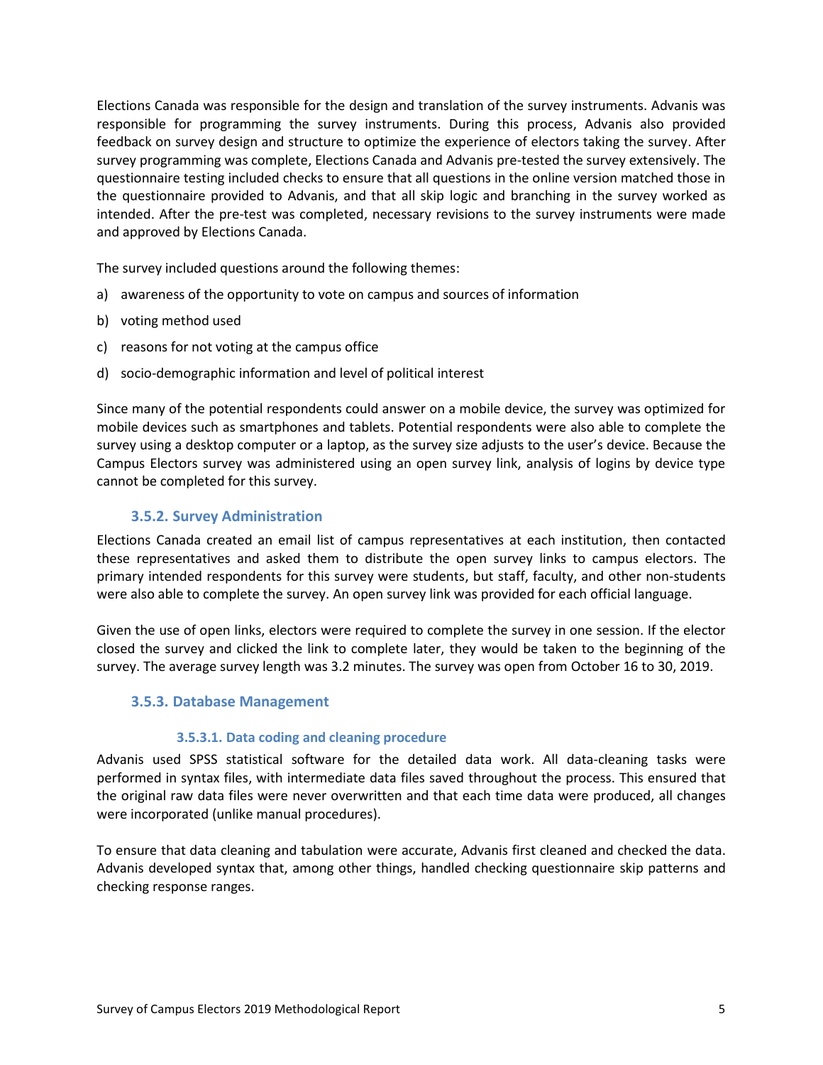Elections Canada was responsible for the design and translation of the survey instruments. Advanis was responsible for programming the survey instruments. During this process, Advanis also provided feedback on survey design and structure to optimize the experience of electors taking the survey. After survey programming was complete, Elections Canada and Advanis pre-tested the survey extensively. The questionnaire testing included checks to ensure that all questions in the online version matched those in the questionnaire provided to Advanis, and that all skip logic and branching in the survey worked as intended. After the pre-test was completed, necessary revisions to the survey instruments were made and approved by Elections Canada.

The survey included questions around the following themes:

a) awareness of the opportunity to vote on campus and sources of information
b) voting method used
c) reasons for not voting at the campus office
d) socio-demographic information and level of political interest

Since many of the potential respondents could answer on a mobile device, the survey was optimized for mobile devices such as smartphones and tablets. Potential respondents were also able to complete the survey using a desktop computer or a laptop, as the survey size adjusts to the user's device. Because the Campus Electors survey was administered using an open survey link, analysis of logins by device type cannot be completed for this survey.

### 3.5.2. Survey Administration

Elections Canada created an email list of campus representatives at each institution, then contacted these representatives and asked them to distribute the open survey links to campus electors. The primary intended respondents for this survey were students, but staff, faculty, and other non-students were also able to complete the survey. An open survey link was provided for each official language.

Given the use of open links, electors were required to complete the survey in one session. If the elector closed the survey and clicked the link to complete later, they would be taken to the beginning of the survey. The average survey length was 3.2 minutes. The survey was open from October 16 to 30, 2019.

### 3.5.3. Database Management

#### 3.5.3.1. Data coding and cleaning procedure

Advanis used SPSS statistical software for the detailed data work. All data-cleaning tasks were performed in syntax files, with intermediate data files saved throughout the process. This ensured that the original raw data files were never overwritten and that each time data were produced, all changes were incorporated (unlike manual procedures).

To ensure that data cleaning and tabulation were accurate, Advanis first cleaned and checked the data. Advanis developed syntax that, among other things, handled checking questionnaire skip patterns and checking response ranges.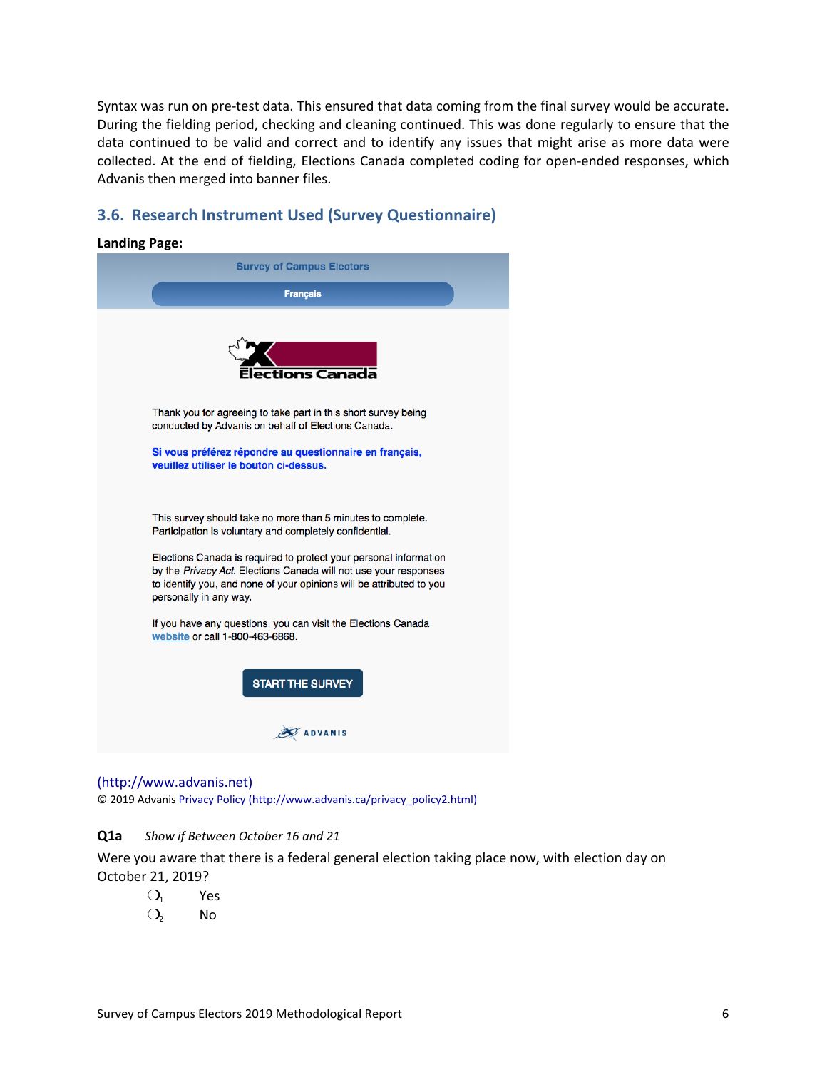Syntax was run on pre-test data. This ensured that data coming from the final survey would be accurate. During the fielding period, checking and cleaning continued. This was done regularly to ensure that the data continued to be valid and correct and to identify any issues that might arise as more data were collected. At the end of fielding, Elections Canada completed coding for open-ended responses, which Advanis then merged into banner files.

## 3.6. Research Instrument Used (Survey Questionnaire)

**Landing Page:**

Survey of Campus Electors

Français

Elections Canada

Thank you for agreeing to take part in this short survey being conducted by Advanis on behalf of Elections Canada.

**Si vous préférez répondre au questionnaire en français, veuillez utiliser le bouton ci-dessus.**

This survey should take no more than 5 minutes to complete. Participation is voluntary and completely confidential.

Elections Canada is required to protect your personal information by the *Privacy Act*. Elections Canada will not use your responses to identify you, and none of your opinions will be attributed to you personally in any way.

If you have any questions, you can visit the Elections Canada website or call 1-800-463-6868.

START THE SURVEY

ADVANIS

(http://www.advanis.net)

© 2019 Advanis Privacy Policy (http://www.advanis.ca/privacy_policy2.html)

**Q1a** *Show if Between October 16 and 21*

Were you aware that there is a federal general election taking place now, with election day on October 21, 2019?

- ❍1 Yes
- ❍2 No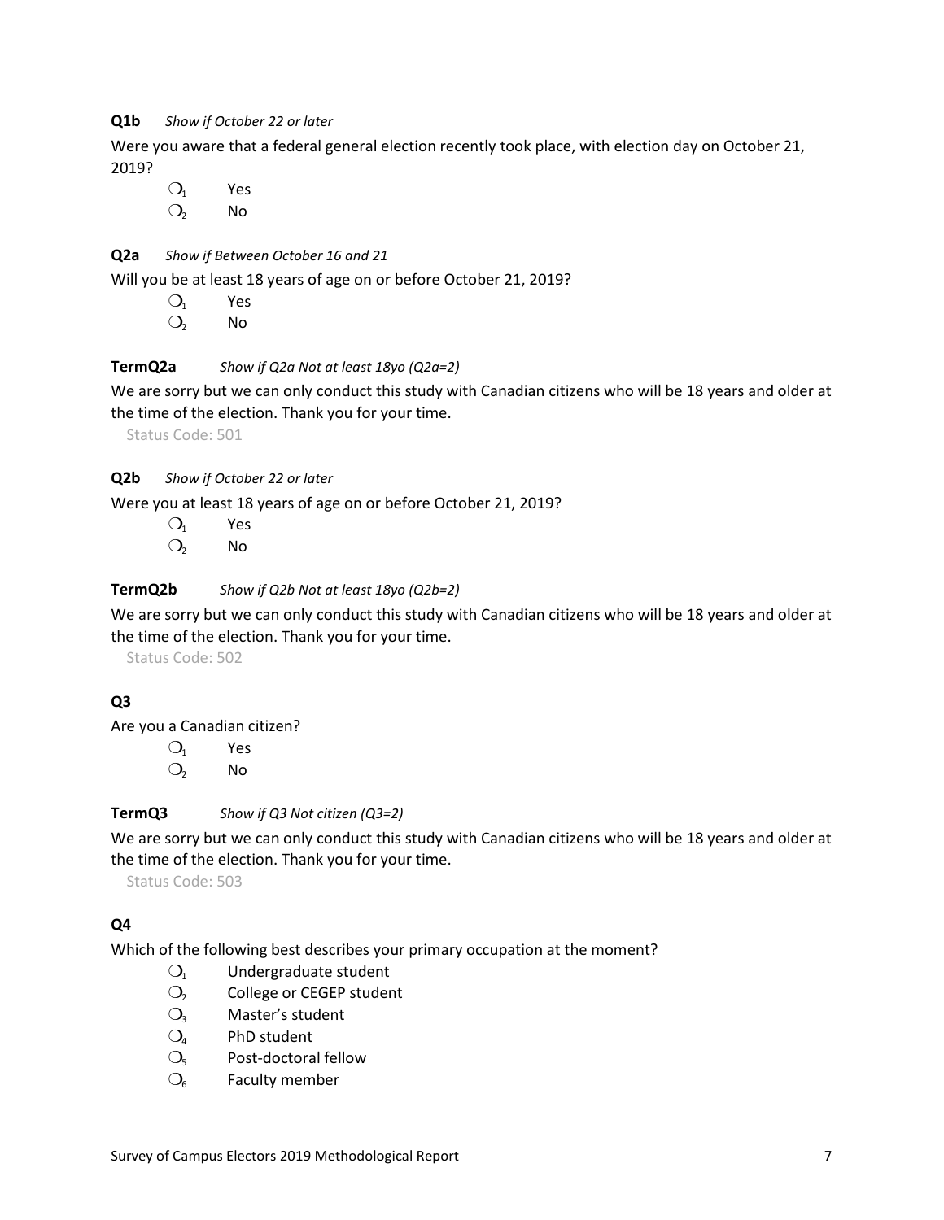**Q1b** *Show if October 22 or later*

Were you aware that a federal general election recently took place, with election day on October 21, 2019?

- ❍1 Yes
- ❍2 No

**Q2a** *Show if Between October 16 and 21*

Will you be at least 18 years of age on or before October 21, 2019?

- ❍1 Yes
- ❍2 No

**TermQ2a** *Show if Q2a Not at least 18yo (Q2a=2)*

We are sorry but we can only conduct this study with Canadian citizens who will be 18 years and older at the time of the election. Thank you for your time.

Status Code: 501

**Q2b** *Show if October 22 or later*

Were you at least 18 years of age on or before October 21, 2019?

- ❍1 Yes
- ❍2 No

**TermQ2b** *Show if Q2b Not at least 18yo (Q2b=2)*

We are sorry but we can only conduct this study with Canadian citizens who will be 18 years and older at the time of the election. Thank you for your time.

Status Code: 502

**Q3**

Are you a Canadian citizen?

- ❍1 Yes
- ❍2 No

**TermQ3** *Show if Q3 Not citizen (Q3=2)*

We are sorry but we can only conduct this study with Canadian citizens who will be 18 years and older at the time of the election. Thank you for your time.

Status Code: 503

**Q4**

Which of the following best describes your primary occupation at the moment?

- ❍1 Undergraduate student
- ❍2 College or CEGEP student
- ❍3 Master's student
- ❍4 PhD student
- ❍5 Post-doctoral fellow
- ❍6 Faculty member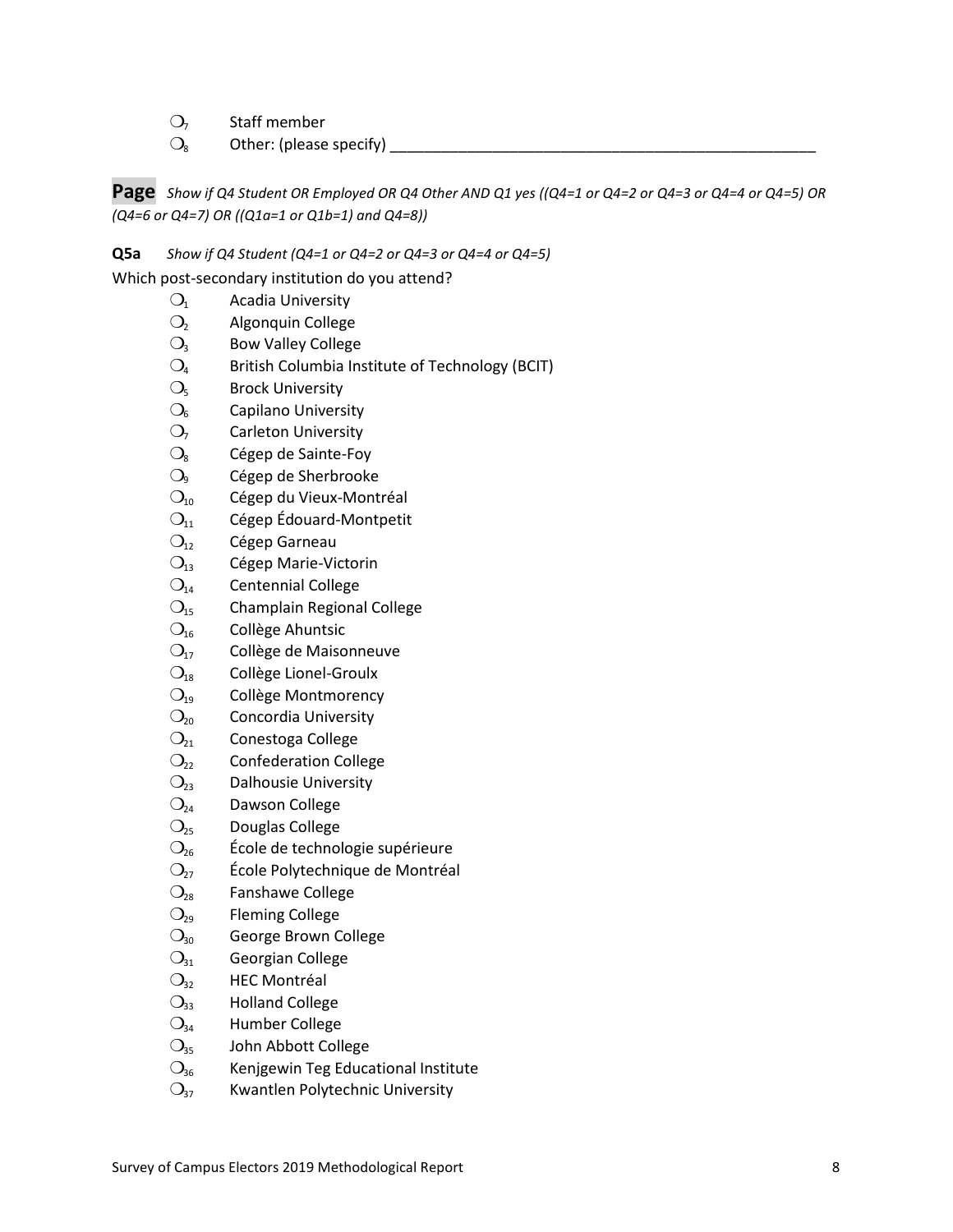- ❍[7] Staff member
- ❍[8] Other: (please specify) ____________________________________________________

**Page** *Show if Q4 Student OR Employed OR Q4 Other AND Q1 yes ((Q4=1 or Q4=2 or Q4=3 or Q4=4 or Q4=5) OR (Q4=6 or Q4=7) OR ((Q1a=1 or Q1b=1) and Q4=8))*

**Q5a** *Show if Q4 Student (Q4=1 or Q4=2 or Q4=3 or Q4=4 or Q4=5)*

Which post-secondary institution do you attend?

- ❍[1] Acadia University
- ❍[2] Algonquin College
- ❍[3] Bow Valley College
- ❍[4] British Columbia Institute of Technology (BCIT)
- ❍[5] Brock University
- ❍[6] Capilano University
- ❍[7] Carleton University
- ❍[8] Cégep de Sainte-Foy
- ❍[9] Cégep de Sherbrooke
- ❍[10] Cégep du Vieux-Montréal
- ❍[11] Cégep Édouard-Montpetit
- ❍[12] Cégep Garneau
- ❍[13] Cégep Marie-Victorin
- ❍[14] Centennial College
- ❍[15] Champlain Regional College
- ❍[16] Collège Ahuntsic
- ❍[17] Collège de Maisonneuve
- ❍[18] Collège Lionel-Groulx
- ❍[19] Collège Montmorency
- ❍[20] Concordia University
- ❍[21] Conestoga College
- ❍[22] Confederation College
- ❍[23] Dalhousie University
- ❍[24] Dawson College
- ❍[25] Douglas College
- ❍[26] École de technologie supérieure
- ❍[27] École Polytechnique de Montréal
- ❍[28] Fanshawe College
- ❍[29] Fleming College
- ❍[30] George Brown College
- ❍[31] Georgian College
- ❍[32] HEC Montréal
- ❍[33] Holland College
- ❍[34] Humber College
- ❍[35] John Abbott College
- ❍[36] Kenjgewin Teg Educational Institute
- ❍[37] Kwantlen Polytechnic University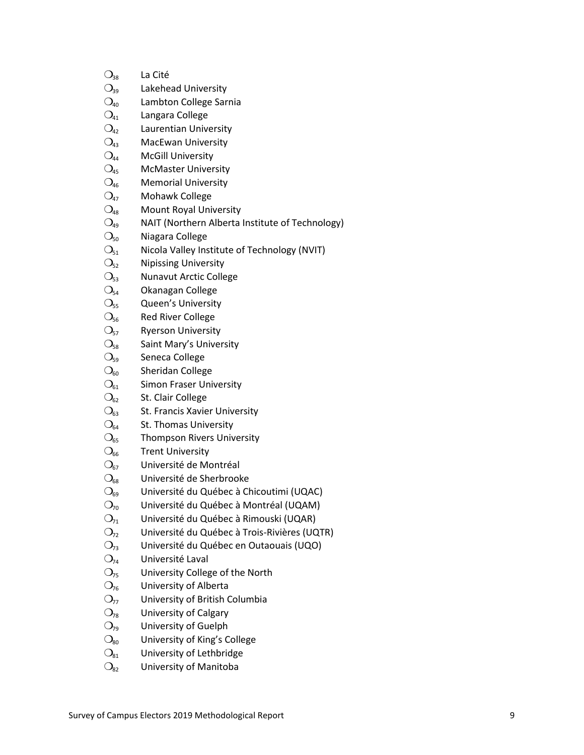- ❍38 La Cité
- ❍39 Lakehead University
- ❍40 Lambton College Sarnia
- ❍41 Langara College
- ❍42 Laurentian University
- ❍43 MacEwan University
- ❍44 McGill University
- ❍45 McMaster University
- ❍46 Memorial University
- ❍47 Mohawk College
- ❍48 Mount Royal University
- ❍49 NAIT (Northern Alberta Institute of Technology)
- ❍50 Niagara College
- ❍51 Nicola Valley Institute of Technology (NVIT)
- ❍52 Nipissing University
- ❍53 Nunavut Arctic College
- ❍54 Okanagan College
- ❍55 Queen's University
- ❍56 Red River College
- ❍57 Ryerson University
- ❍58 Saint Mary's University
- ❍59 Seneca College
- ❍60 Sheridan College
- ❍61 Simon Fraser University
- ❍62 St. Clair College
- ❍63 St. Francis Xavier University
- ❍64 St. Thomas University
- ❍65 Thompson Rivers University
- ❍66 Trent University
- ❍67 Université de Montréal
- ❍68 Université de Sherbrooke
- ❍69 Université du Québec à Chicoutimi (UQAC)
- ❍70 Université du Québec à Montréal (UQAM)
- ❍71 Université du Québec à Rimouski (UQAR)
- ❍72 Université du Québec à Trois-Rivières (UQTR)
- ❍73 Université du Québec en Outaouais (UQO)
- ❍74 Université Laval
- ❍75 University College of the North
- ❍76 University of Alberta
- ❍77 University of British Columbia
- ❍78 University of Calgary
- ❍79 University of Guelph
- ❍80 University of King's College
- ❍81 University of Lethbridge
- ❍82 University of Manitoba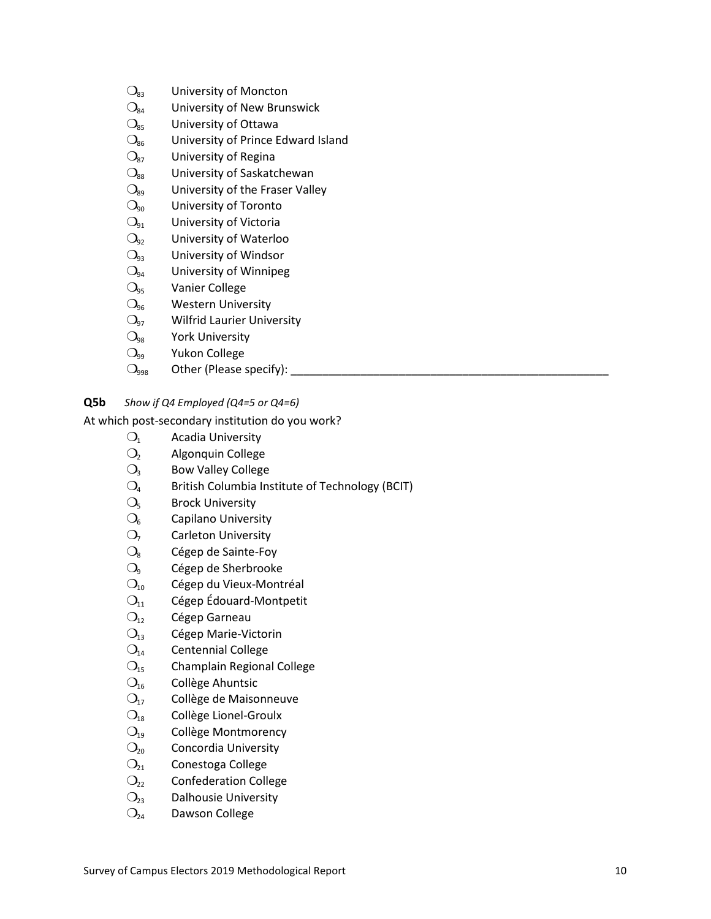- ❍83 University of Moncton
- ❍84 University of New Brunswick
- ❍85 University of Ottawa
- ❍86 University of Prince Edward Island
- ❍87 University of Regina
- ❍88 University of Saskatchewan
- ❍89 University of the Fraser Valley
- ❍90 University of Toronto
- ❍91 University of Victoria
- ❍92 University of Waterloo
- ❍93 University of Windsor
- ❍94 University of Winnipeg
- ❍95 Vanier College
- ❍96 Western University
- ❍97 Wilfrid Laurier University
- ❍98 York University
- ❍99 Yukon College
- ❍998 Other (Please specify): ___________________________________________________

**Q5b** *Show if Q4 Employed (Q4=5 or Q4=6)*

At which post-secondary institution do you work?

- ❍1 Acadia University
- ❍2 Algonquin College
- ❍3 Bow Valley College
- ❍4 British Columbia Institute of Technology (BCIT)
- ❍5 Brock University
- ❍6 Capilano University
- ❍7 Carleton University
- ❍8 Cégep de Sainte-Foy
- ❍9 Cégep de Sherbrooke
- ❍10 Cégep du Vieux-Montréal
- ❍11 Cégep Édouard-Montpetit
- ❍12 Cégep Garneau
- ❍13 Cégep Marie-Victorin
- ❍14 Centennial College
- ❍15 Champlain Regional College
- ❍16 Collège Ahuntsic
- ❍17 Collège de Maisonneuve
- ❍18 Collège Lionel-Groulx
- ❍19 Collège Montmorency
- ❍20 Concordia University
- ❍21 Conestoga College
- ❍22 Confederation College
- ❍23 Dalhousie University
- ❍24 Dawson College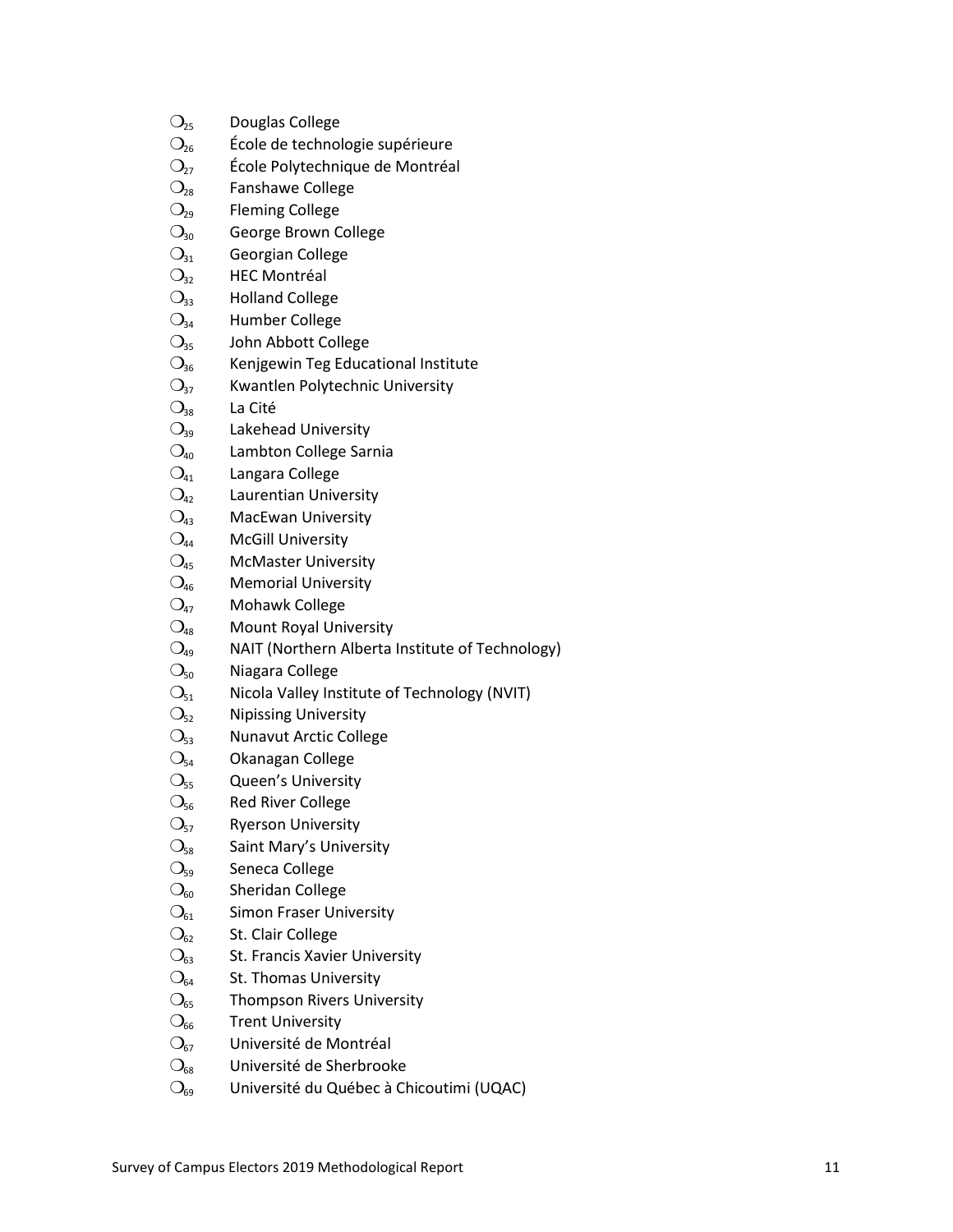- ❍25 Douglas College
- ❍26 École de technologie supérieure
- ❍27 École Polytechnique de Montréal
- ❍28 Fanshawe College
- ❍29 Fleming College
- ❍30 George Brown College
- ❍31 Georgian College
- ❍32 HEC Montréal
- ❍33 Holland College
- ❍34 Humber College
- ❍35 John Abbott College
- ❍36 Kenjgewin Teg Educational Institute
- ❍37 Kwantlen Polytechnic University
- ❍38 La Cité
- ❍39 Lakehead University
- ❍40 Lambton College Sarnia
- ❍41 Langara College
- ❍42 Laurentian University
- ❍43 MacEwan University
- ❍44 McGill University
- ❍45 McMaster University
- ❍46 Memorial University
- ❍47 Mohawk College
- ❍48 Mount Royal University
- ❍49 NAIT (Northern Alberta Institute of Technology)
- ❍50 Niagara College
- ❍51 Nicola Valley Institute of Technology (NVIT)
- ❍52 Nipissing University
- ❍53 Nunavut Arctic College
- ❍54 Okanagan College
- ❍55 Queen's University
- ❍56 Red River College
- ❍57 Ryerson University
- ❍58 Saint Mary's University
- ❍59 Seneca College
- ❍60 Sheridan College
- ❍61 Simon Fraser University
- ❍62 St. Clair College
- ❍63 St. Francis Xavier University
- ❍64 St. Thomas University
- ❍65 Thompson Rivers University
- ❍66 Trent University
- ❍67 Université de Montréal
- ❍68 Université de Sherbrooke
- ❍69 Université du Québec à Chicoutimi (UQAC)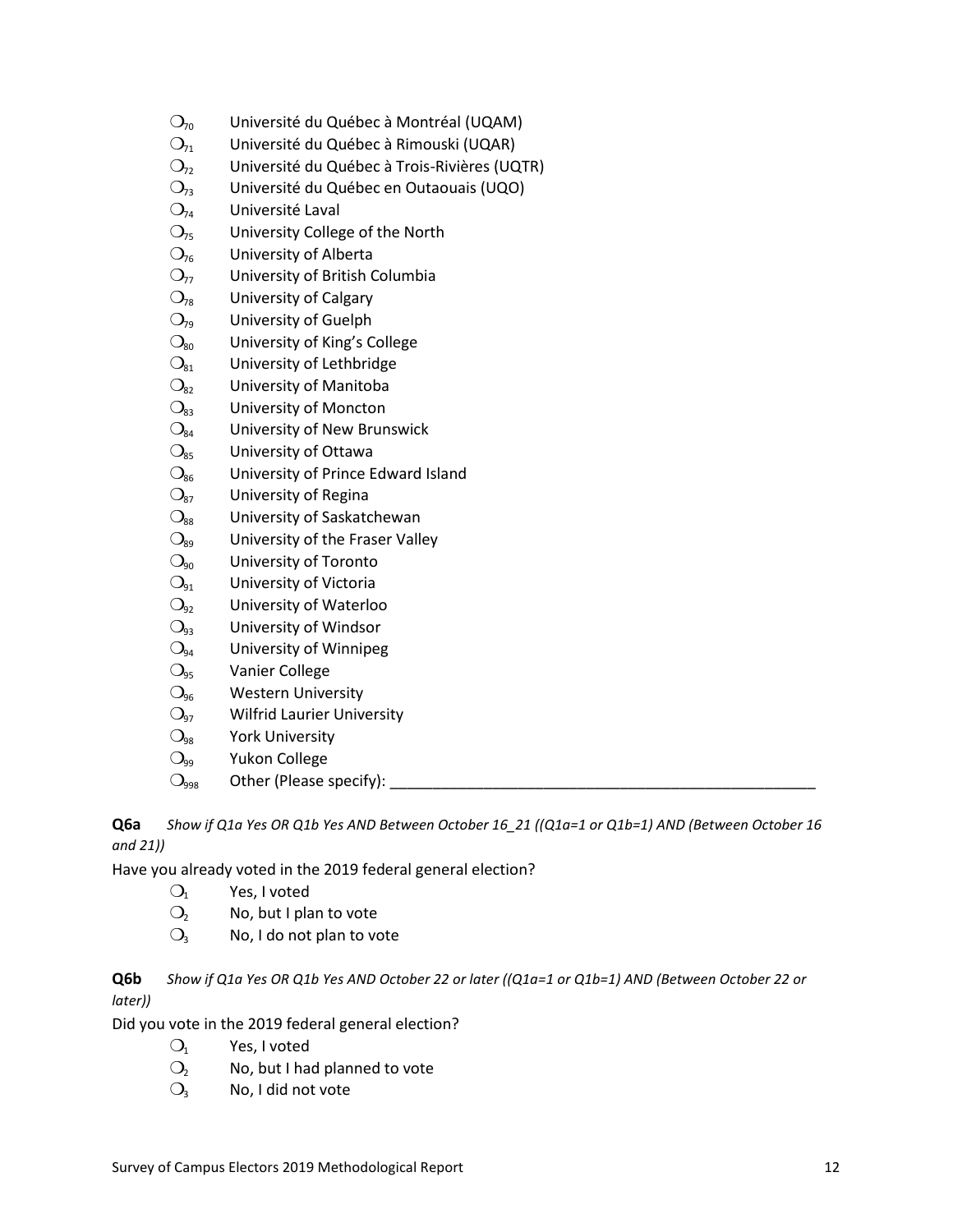- ❍70 Université du Québec à Montréal (UQAM)
- ❍71 Université du Québec à Rimouski (UQAR)
- ❍72 Université du Québec à Trois-Rivières (UQTR)
- ❍73 Université du Québec en Outaouais (UQO)
- ❍74 Université Laval
- ❍75 University College of the North
- ❍76 University of Alberta
- ❍77 University of British Columbia
- ❍78 University of Calgary
- ❍79 University of Guelph
- ❍80 University of King's College
- ❍81 University of Lethbridge
- ❍82 University of Manitoba
- ❍83 University of Moncton
- ❍84 University of New Brunswick
- ❍85 University of Ottawa
- ❍86 University of Prince Edward Island
- ❍87 University of Regina
- ❍88 University of Saskatchewan
- ❍89 University of the Fraser Valley
- ❍90 University of Toronto
- ❍91 University of Victoria
- ❍92 University of Waterloo
- ❍93 University of Windsor
- ❍94 University of Winnipeg
- ❍95 Vanier College
- ❍96 Western University
- ❍97 Wilfrid Laurier University
- ❍98 York University
- ❍99 Yukon College
- ❍998 Other (Please specify): ___________________________________________________

**Q6a** *Show if Q1a Yes OR Q1b Yes AND Between October 16_21 ((Q1a=1 or Q1b=1) AND (Between October 16 and 21))*

Have you already voted in the 2019 federal general election?

- ❍1 Yes, I voted
- ❍2 No, but I plan to vote
- ❍3 No, I do not plan to vote

**Q6b** *Show if Q1a Yes OR Q1b Yes AND October 22 or later ((Q1a=1 or Q1b=1) AND (Between October 22 or later))*

Did you vote in the 2019 federal general election?

- ❍1 Yes, I voted
- ❍2 No, but I had planned to vote
- ❍3 No, I did not vote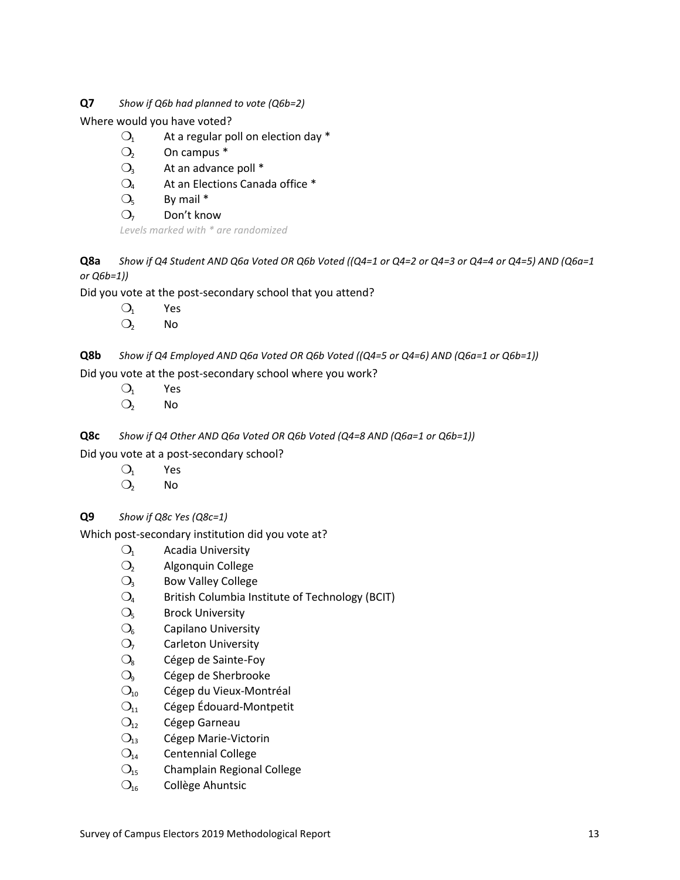**Q7** *Show if Q6b had planned to vote (Q6b=2)*

Where would you have voted?

- ❍1 At a regular poll on election day *
- ❍2 On campus *
- ❍3 At an advance poll *
- ❍4 At an Elections Canada office *
- ❍5 By mail *
- ❍7 Don't know

*Levels marked with * are randomized*

**Q8a** *Show if Q4 Student AND Q6a Voted OR Q6b Voted ((Q4=1 or Q4=2 or Q4=3 or Q4=4 or Q4=5) AND (Q6a=1 or Q6b=1))*

Did you vote at the post-secondary school that you attend?

- ❍1 Yes
- ❍2 No

**Q8b** *Show if Q4 Employed AND Q6a Voted OR Q6b Voted ((Q4=5 or Q4=6) AND (Q6a=1 or Q6b=1))*

Did you vote at the post-secondary school where you work?

- ❍1 Yes
- ❍2 No

**Q8c** *Show if Q4 Other AND Q6a Voted OR Q6b Voted (Q4=8 AND (Q6a=1 or Q6b=1))*

Did you vote at a post-secondary school?

- ❍1 Yes
- ❍2 No

**Q9** *Show if Q8c Yes (Q8c=1)*

Which post-secondary institution did you vote at?

- ❍1 Acadia University
- ❍2 Algonquin College
- ❍3 Bow Valley College
- ❍4 British Columbia Institute of Technology (BCIT)
- ❍5 Brock University
- ❍6 Capilano University
- ❍7 Carleton University
- ❍8 Cégep de Sainte-Foy
- ❍9 Cégep de Sherbrooke
- ❍10 Cégep du Vieux-Montréal
- ❍11 Cégep Édouard-Montpetit
- ❍12 Cégep Garneau
- ❍13 Cégep Marie-Victorin
- ❍14 Centennial College
- ❍15 Champlain Regional College
- ❍16 Collège Ahuntsic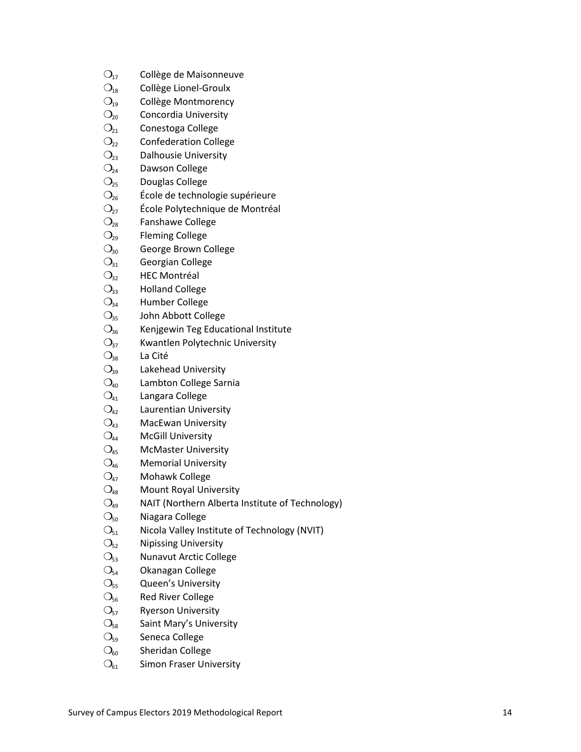- ○17 Collège de Maisonneuve
- ○18 Collège Lionel-Groulx
- ○19 Collège Montmorency
- ○20 Concordia University
- ○21 Conestoga College
- ○22 Confederation College
- ○23 Dalhousie University
- ○24 Dawson College
- ○25 Douglas College
- ○26 École de technologie supérieure
- ○27 École Polytechnique de Montréal
- ○28 Fanshawe College
- ○29 Fleming College
- ○30 George Brown College
- ○31 Georgian College
- ○32 HEC Montréal
- ○33 Holland College
- ○34 Humber College
- ○35 John Abbott College
- ○36 Kenjgewin Teg Educational Institute
- ○37 Kwantlen Polytechnic University
- ○38 La Cité
- ○39 Lakehead University
- ○40 Lambton College Sarnia
- ○41 Langara College
- ○42 Laurentian University
- ○43 MacEwan University
- ○44 McGill University
- ○45 McMaster University
- ○46 Memorial University
- ○47 Mohawk College
- ○48 Mount Royal University
- ○49 NAIT (Northern Alberta Institute of Technology)
- ○50 Niagara College
- ○51 Nicola Valley Institute of Technology (NVIT)
- ○52 Nipissing University
- ○53 Nunavut Arctic College
- ○54 Okanagan College
- ○55 Queen's University
- ○56 Red River College
- ○57 Ryerson University
- ○58 Saint Mary's University
- ○59 Seneca College
- ○60 Sheridan College
- ○61 Simon Fraser University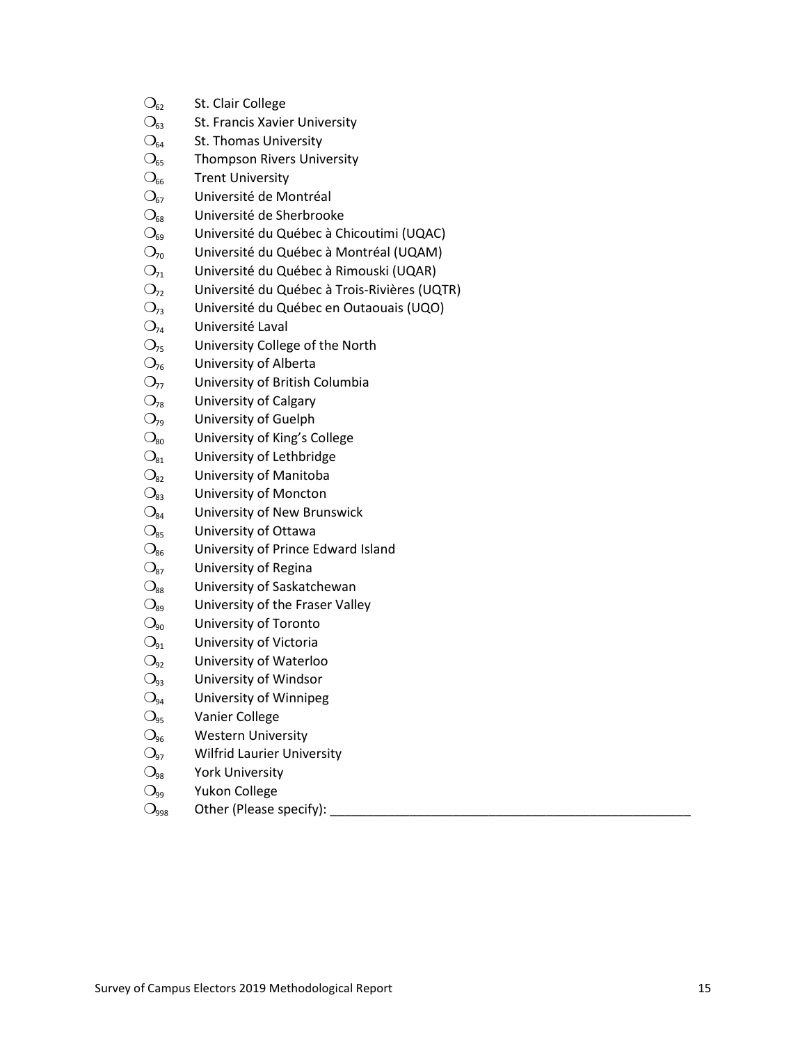- ❍$_{62}$ St. Clair College
- ❍$_{63}$ St. Francis Xavier University
- ❍$_{64}$ St. Thomas University
- ❍$_{65}$ Thompson Rivers University
- ❍$_{66}$ Trent University
- ❍$_{67}$ Université de Montréal
- ❍$_{68}$ Université de Sherbrooke
- ❍$_{69}$ Université du Québec à Chicoutimi (UQAC)
- ❍$_{70}$ Université du Québec à Montréal (UQAM)
- ❍$_{71}$ Université du Québec à Rimouski (UQAR)
- ❍$_{72}$ Université du Québec à Trois-Rivières (UQTR)
- ❍$_{73}$ Université du Québec en Outaouais (UQO)
- ❍$_{74}$ Université Laval
- ❍$_{75}$ University College of the North
- ❍$_{76}$ University of Alberta
- ❍$_{77}$ University of British Columbia
- ❍$_{78}$ University of Calgary
- ❍$_{79}$ University of Guelph
- ❍$_{80}$ University of King's College
- ❍$_{81}$ University of Lethbridge
- ❍$_{82}$ University of Manitoba
- ❍$_{83}$ University of Moncton
- ❍$_{84}$ University of New Brunswick
- ❍$_{85}$ University of Ottawa
- ❍$_{86}$ University of Prince Edward Island
- ❍$_{87}$ University of Regina
- ❍$_{88}$ University of Saskatchewan
- ❍$_{89}$ University of the Fraser Valley
- ❍$_{90}$ University of Toronto
- ❍$_{91}$ University of Victoria
- ❍$_{92}$ University of Waterloo
- ❍$_{93}$ University of Windsor
- ❍$_{94}$ University of Winnipeg
- ❍$_{95}$ Vanier College
- ❍$_{96}$ Western University
- ❍$_{97}$ Wilfrid Laurier University
- ❍$_{98}$ York University
- ❍$_{99}$ Yukon College
- ❍$_{998}$ Other (Please specify): ___________________________________________________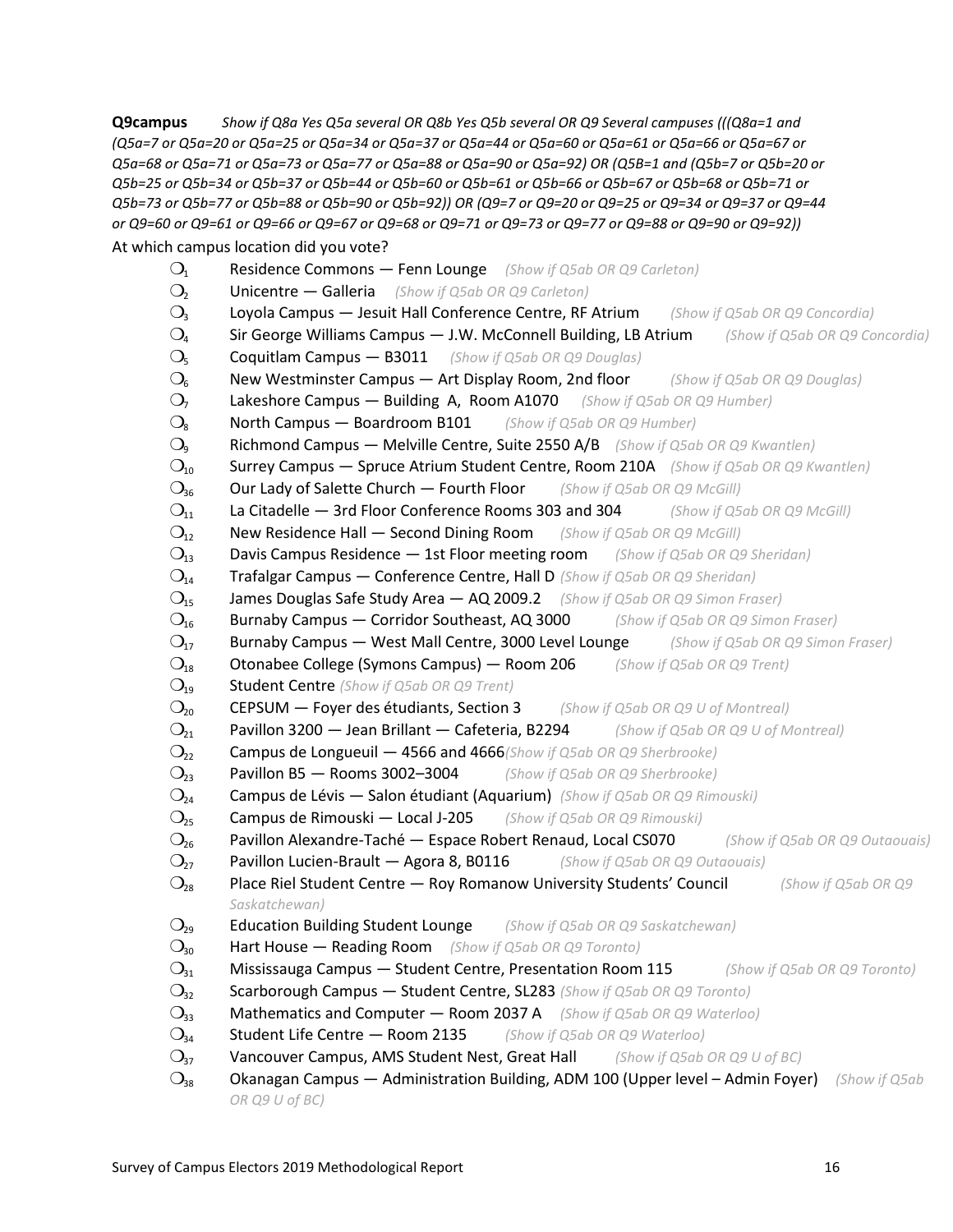**Q9campus** *Show if Q8a Yes Q5a several OR Q8b Yes Q5b several OR Q9 Several campuses (((Q8a=1 and (Q5a=7 or Q5a=20 or Q5a=25 or Q5a=34 or Q5a=37 or Q5a=44 or Q5a=60 or Q5a=61 or Q5a=66 or Q5a=67 or Q5a=68 or Q5a=71 or Q5a=73 or Q5a=77 or Q5a=88 or Q5a=90 or Q5a=92) OR (Q5B=1 and (Q5b=7 or Q5b=20 or Q5b=25 or Q5b=34 or Q5b=37 or Q5b=44 or Q5b=60 or Q5b=61 or Q5b=66 or Q5b=67 or Q5b=68 or Q5b=71 or Q5b=73 or Q5b=77 or Q5b=88 or Q5b=90 or Q5b=92)) OR (Q9=7 or Q9=20 or Q9=25 or Q9=34 or Q9=37 or Q9=44 or Q9=60 or Q9=61 or Q9=66 or Q9=67 or Q9=68 or Q9=71 or Q9=73 or Q9=77 or Q9=88 or Q9=90 or Q9=92))*

At which campus location did you vote?

- ○1 Residence Commons — Fenn Lounge *(Show if Q5ab OR Q9 Carleton)*
- ○2 Unicentre — Galleria *(Show if Q5ab OR Q9 Carleton)*
- ○3 Loyola Campus — Jesuit Hall Conference Centre, RF Atrium *(Show if Q5ab OR Q9 Concordia)*
- ○4 Sir George Williams Campus — J.W. McConnell Building, LB Atrium *(Show if Q5ab OR Q9 Concordia)*
- ○5 Coquitlam Campus — B3011 *(Show if Q5ab OR Q9 Douglas)*
- ○6 New Westminster Campus — Art Display Room, 2nd floor *(Show if Q5ab OR Q9 Douglas)*
- ○7 Lakeshore Campus — Building A, Room A1070 *(Show if Q5ab OR Q9 Humber)*
- ○8 North Campus — Boardroom B101 *(Show if Q5ab OR Q9 Humber)*
- ○9 Richmond Campus — Melville Centre, Suite 2550 A/B *(Show if Q5ab OR Q9 Kwantlen)*
- ○10 Surrey Campus — Spruce Atrium Student Centre, Room 210A *(Show if Q5ab OR Q9 Kwantlen)*
- ○36 Our Lady of Salette Church — Fourth Floor *(Show if Q5ab OR Q9 McGill)*
- ○11 La Citadelle — 3rd Floor Conference Rooms 303 and 304 *(Show if Q5ab OR Q9 McGill)*
- ○12 New Residence Hall — Second Dining Room *(Show if Q5ab OR Q9 McGill)*
- ○13 Davis Campus Residence — 1st Floor meeting room *(Show if Q5ab OR Q9 Sheridan)*
- ○14 Trafalgar Campus — Conference Centre, Hall D *(Show if Q5ab OR Q9 Sheridan)*
- ○15 James Douglas Safe Study Area — AQ 2009.2 *(Show if Q5ab OR Q9 Simon Fraser)*
- ○16 Burnaby Campus — Corridor Southeast, AQ 3000 *(Show if Q5ab OR Q9 Simon Fraser)*
- ○17 Burnaby Campus — West Mall Centre, 3000 Level Lounge *(Show if Q5ab OR Q9 Simon Fraser)*
- ○18 Otonabee College (Symons Campus) — Room 206 *(Show if Q5ab OR Q9 Trent)*
- ○19 Student Centre *(Show if Q5ab OR Q9 Trent)*
- ○20 CEPSUM — Foyer des étudiants, Section 3 *(Show if Q5ab OR Q9 U of Montreal)*
- ○21 Pavillon 3200 — Jean Brillant — Cafeteria, B2294 *(Show if Q5ab OR Q9 U of Montreal)*
- ○22 Campus de Longueuil — 4566 and 4666 *(Show if Q5ab OR Q9 Sherbrooke)*
- ○23 Pavillon B5 — Rooms 3002–3004 *(Show if Q5ab OR Q9 Sherbrooke)*
- ○24 Campus de Lévis — Salon étudiant (Aquarium) *(Show if Q5ab OR Q9 Rimouski)*
- ○25 Campus de Rimouski — Local J-205 *(Show if Q5ab OR Q9 Rimouski)*
- ○26 Pavillon Alexandre-Taché — Espace Robert Renaud, Local CS070 *(Show if Q5ab OR Q9 Outaouais)*
- ○27 Pavillon Lucien-Brault — Agora 8, B0116 *(Show if Q5ab OR Q9 Outaouais)*
- ○28 Place Riel Student Centre — Roy Romanow University Students' Council *(Show if Q5ab OR Q9 Saskatchewan)*
- ○29 Education Building Student Lounge *(Show if Q5ab OR Q9 Saskatchewan)*
- ○30 Hart House — Reading Room *(Show if Q5ab OR Q9 Toronto)*
- ○31 Mississauga Campus — Student Centre, Presentation Room 115 *(Show if Q5ab OR Q9 Toronto)*
- ○32 Scarborough Campus — Student Centre, SL283 *(Show if Q5ab OR Q9 Toronto)*
- ○33 Mathematics and Computer — Room 2037 A *(Show if Q5ab OR Q9 Waterloo)*
- ○34 Student Life Centre — Room 2135 *(Show if Q5ab OR Q9 Waterloo)*
- ○37 Vancouver Campus, AMS Student Nest, Great Hall *(Show if Q5ab OR Q9 U of BC)*
- ○38 Okanagan Campus — Administration Building, ADM 100 (Upper level – Admin Foyer) *(Show if Q5ab OR Q9 U of BC)*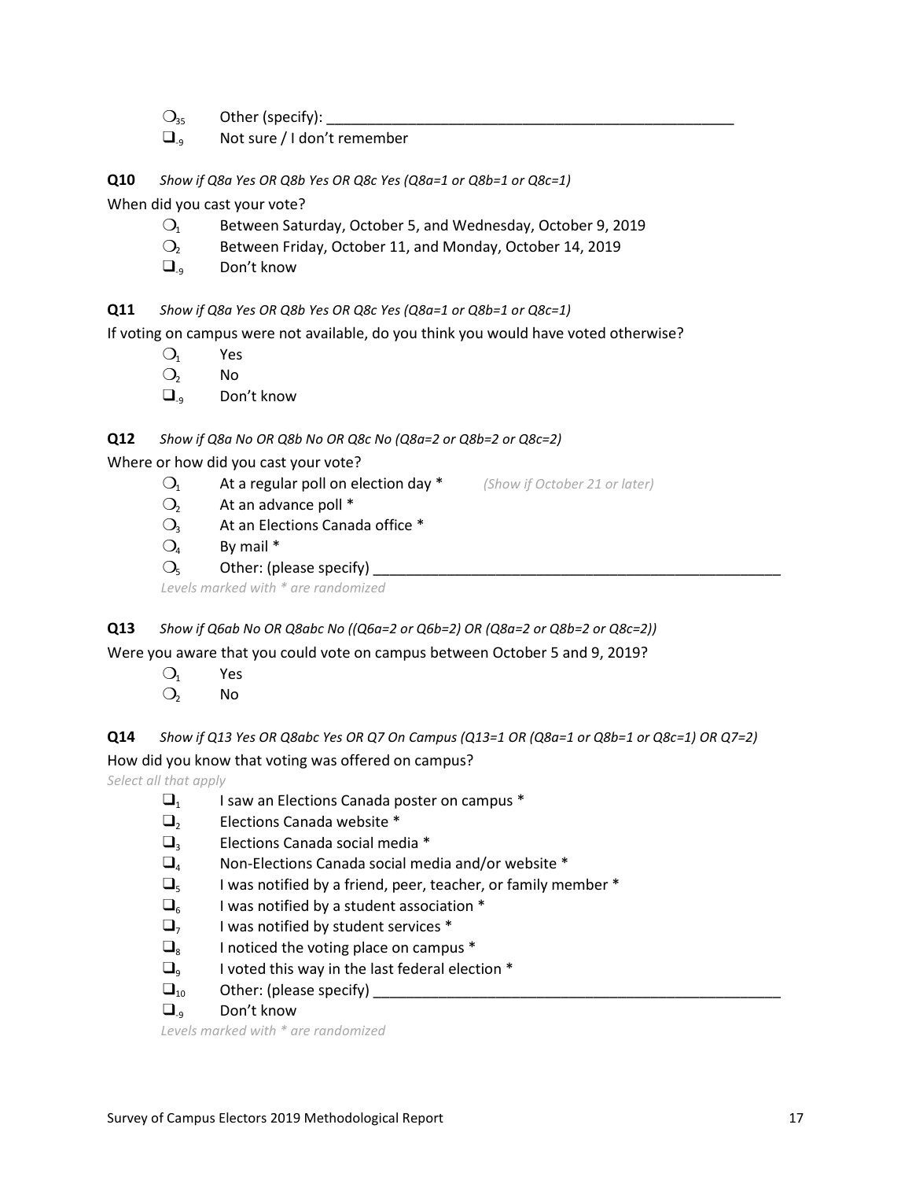- ❍35 Other (specify): ___________________________________________________
- ❑-9 Not sure / I don't remember

**Q10** *Show if Q8a Yes OR Q8b Yes OR Q8c Yes (Q8a=1 or Q8b=1 or Q8c=1)*

When did you cast your vote?

- ❍1 Between Saturday, October 5, and Wednesday, October 9, 2019
- ❍2 Between Friday, October 11, and Monday, October 14, 2019
- ❑-9 Don't know

**Q11** *Show if Q8a Yes OR Q8b Yes OR Q8c Yes (Q8a=1 or Q8b=1 or Q8c=1)*

If voting on campus were not available, do you think you would have voted otherwise?

- ❍1 Yes
- ❍2 No
- ❑-9 Don't know

**Q12** *Show if Q8a No OR Q8b No OR Q8c No (Q8a=2 or Q8b=2 or Q8c=2)*

Where or how did you cast your vote?

- ❍1 At a regular poll on election day * *(Show if October 21 or later)*
- ❍2 At an advance poll *
- ❍3 At an Elections Canada office *
- ❍4 By mail *
- ❍5 Other: (please specify) ___________________________________________________

*Levels marked with * are randomized*

**Q13** *Show if Q6ab No OR Q8abc No ((Q6a=2 or Q6b=2) OR (Q8a=2 or Q8b=2 or Q8c=2))*

Were you aware that you could vote on campus between October 5 and 9, 2019?

- ❍1 Yes
- ❍2 No

**Q14** *Show if Q13 Yes OR Q8abc Yes OR Q7 On Campus (Q13=1 OR (Q8a=1 or Q8b=1 or Q8c=1) OR Q7=2)*

How did you know that voting was offered on campus?

*Select all that apply*

- ❑1 I saw an Elections Canada poster on campus *
- ❑2 Elections Canada website *
- ❑3 Elections Canada social media *
- ❑4 Non-Elections Canada social media and/or website *
- ❑5 I was notified by a friend, peer, teacher, or family member *
- ❑6 I was notified by a student association *
- ❑7 I was notified by student services *
- ❑8 I noticed the voting place on campus *
- ❑9 I voted this way in the last federal election *
- ❑10 Other: (please specify) ___________________________________________________
- ❑-9 Don't know

*Levels marked with * are randomized*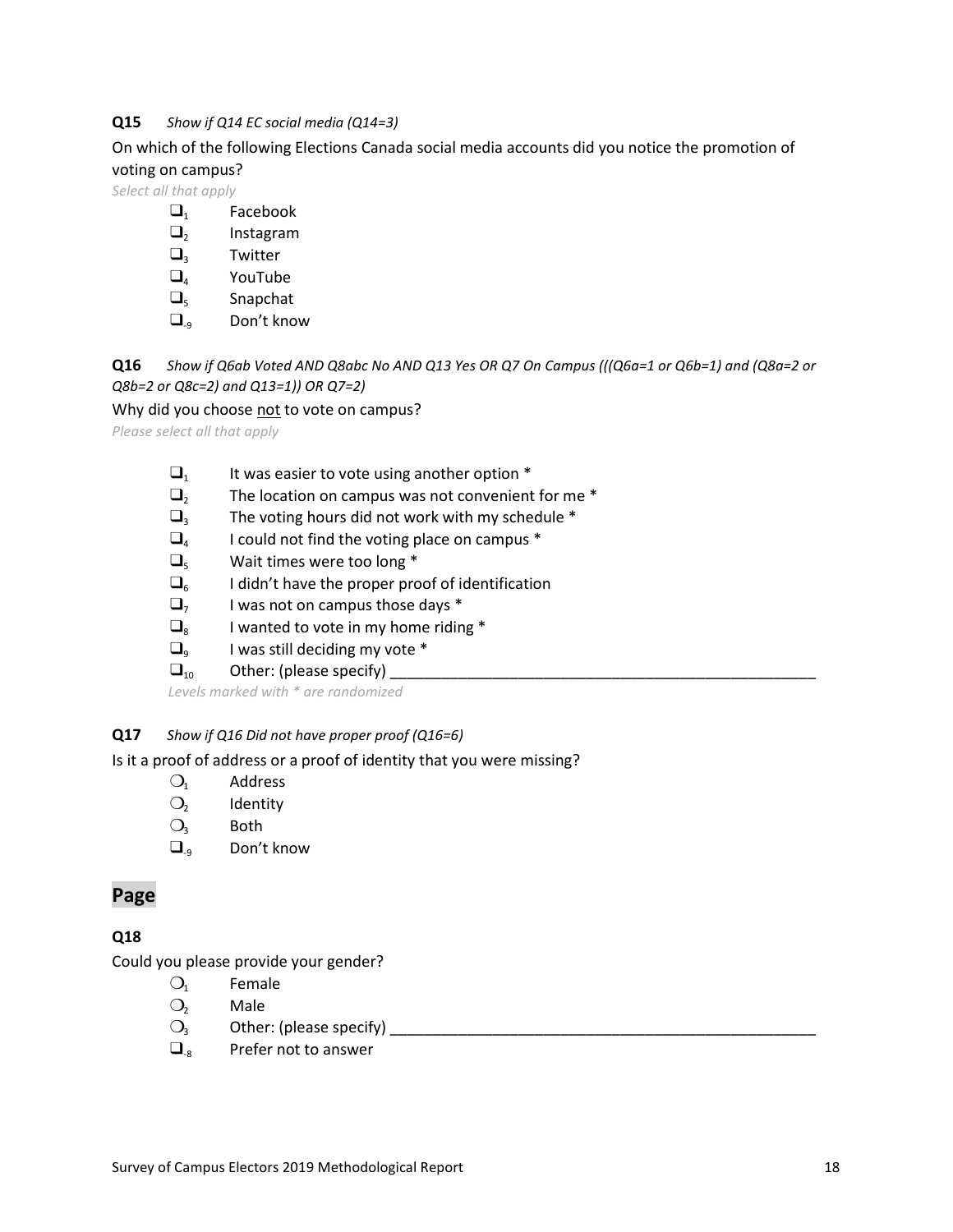**Q15** *Show if Q14 EC social media (Q14=3)*

On which of the following Elections Canada social media accounts did you notice the promotion of voting on campus?

*Select all that apply*

- ❑1 Facebook
- ❑2 Instagram
- ❑3 Twitter
- ❑4 YouTube
- ❑5 Snapchat
- ❑-9 Don't know

**Q16** *Show if Q6ab Voted AND Q8abc No AND Q13 Yes OR Q7 On Campus (((Q6a=1 or Q6b=1) and (Q8a=2 or Q8b=2 or Q8c=2) and Q13=1)) OR Q7=2)*

Why did you choose <u>not</u> to vote on campus?

*Please select all that apply*

- ❑1 It was easier to vote using another option *
- ❑2 The location on campus was not convenient for me *
- ❑3 The voting hours did not work with my schedule *
- ❑4 I could not find the voting place on campus *
- ❑5 Wait times were too long *
- ❑6 I didn't have the proper proof of identification
- ❑7 I was not on campus those days *
- ❑8 I wanted to vote in my home riding *
- ❑9 I was still deciding my vote *
- ❑10 Other: (please specify) ___________________________________________________

*Levels marked with * are randomized*

**Q17** *Show if Q16 Did not have proper proof (Q16=6)*

Is it a proof of address or a proof of identity that you were missing?

- ❍1 Address
- ❍2 Identity
- ❍3 Both
- ❑-9 Don't know

## Page

**Q18**

Could you please provide your gender?

- ❍1 Female
- ❍2 Male
- ❍3 Other: (please specify) ___________________________________________________
- ❑-8 Prefer not to answer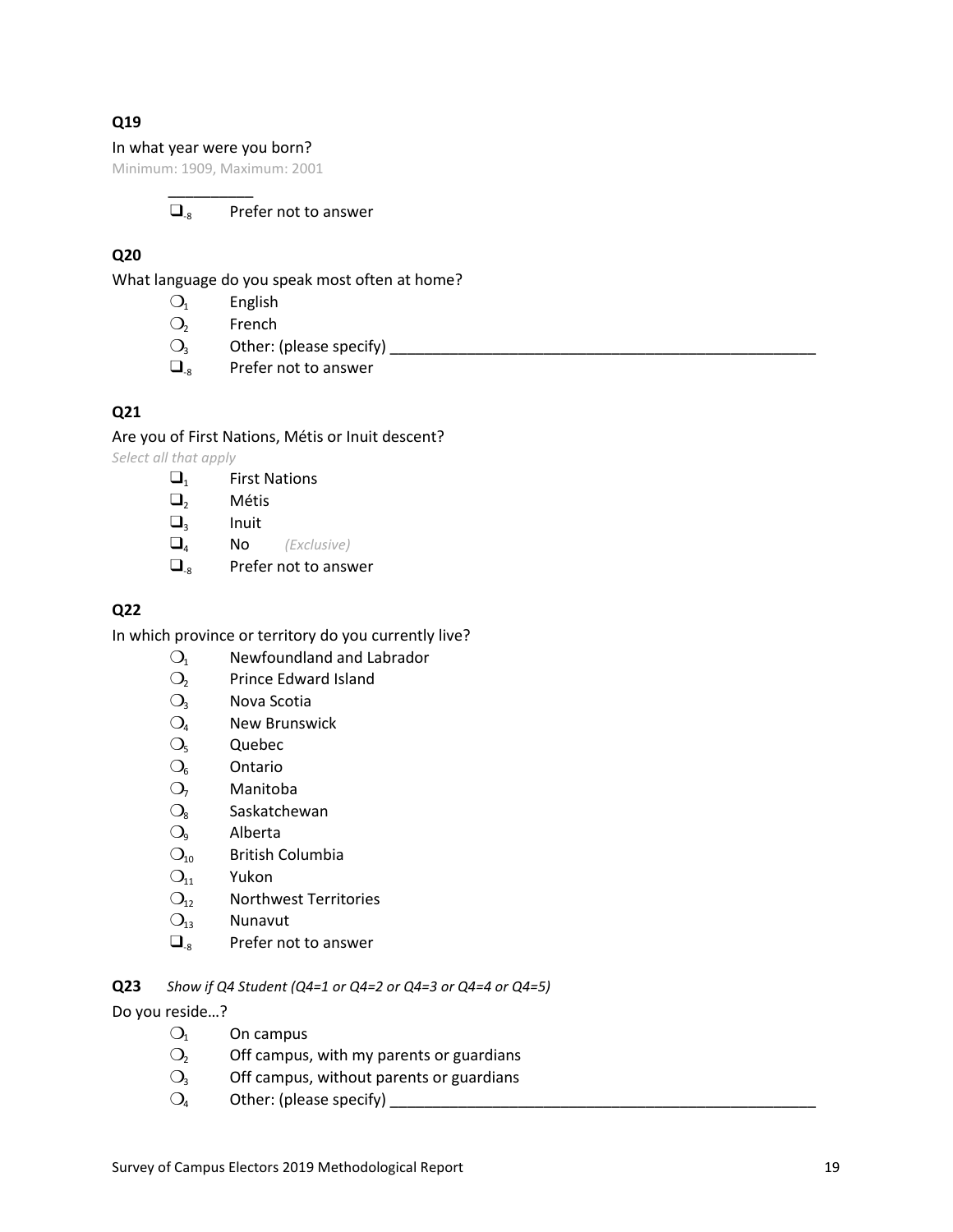**Q19**

In what year were you born?

Minimum: 1909, Maximum: 2001

__________

❑-8 Prefer not to answer

**Q20**

What language do you speak most often at home?

- ❍1 English
- ❍2 French
- ❍3 Other: (please specify) ____________________________________________________
- ❑-8 Prefer not to answer

**Q21**

Are you of First Nations, Métis or Inuit descent?

*Select all that apply*

- ❑1 First Nations
- ❑2 Métis
- ❑3 Inuit
- ❑4 No *(Exclusive)*
- ❑-8 Prefer not to answer

**Q22**

In which province or territory do you currently live?

- ❍1 Newfoundland and Labrador
- ❍2 Prince Edward Island
- ❍3 Nova Scotia
- ❍4 New Brunswick
- ❍5 Quebec
- ❍6 Ontario
- ❍7 Manitoba
- ❍8 Saskatchewan
- ❍9 Alberta
- ❍10 British Columbia
- ❍11 Yukon
- ❍12 Northwest Territories
- ❍13 Nunavut
- ❑-8 Prefer not to answer

**Q23** *Show if Q4 Student (Q4=1 or Q4=2 or Q4=3 or Q4=4 or Q4=5)*

Do you reside…?

- ❍1 On campus
- ❍2 Off campus, with my parents or guardians
- ❍3 Off campus, without parents or guardians
- ❍4 Other: (please specify) ____________________________________________________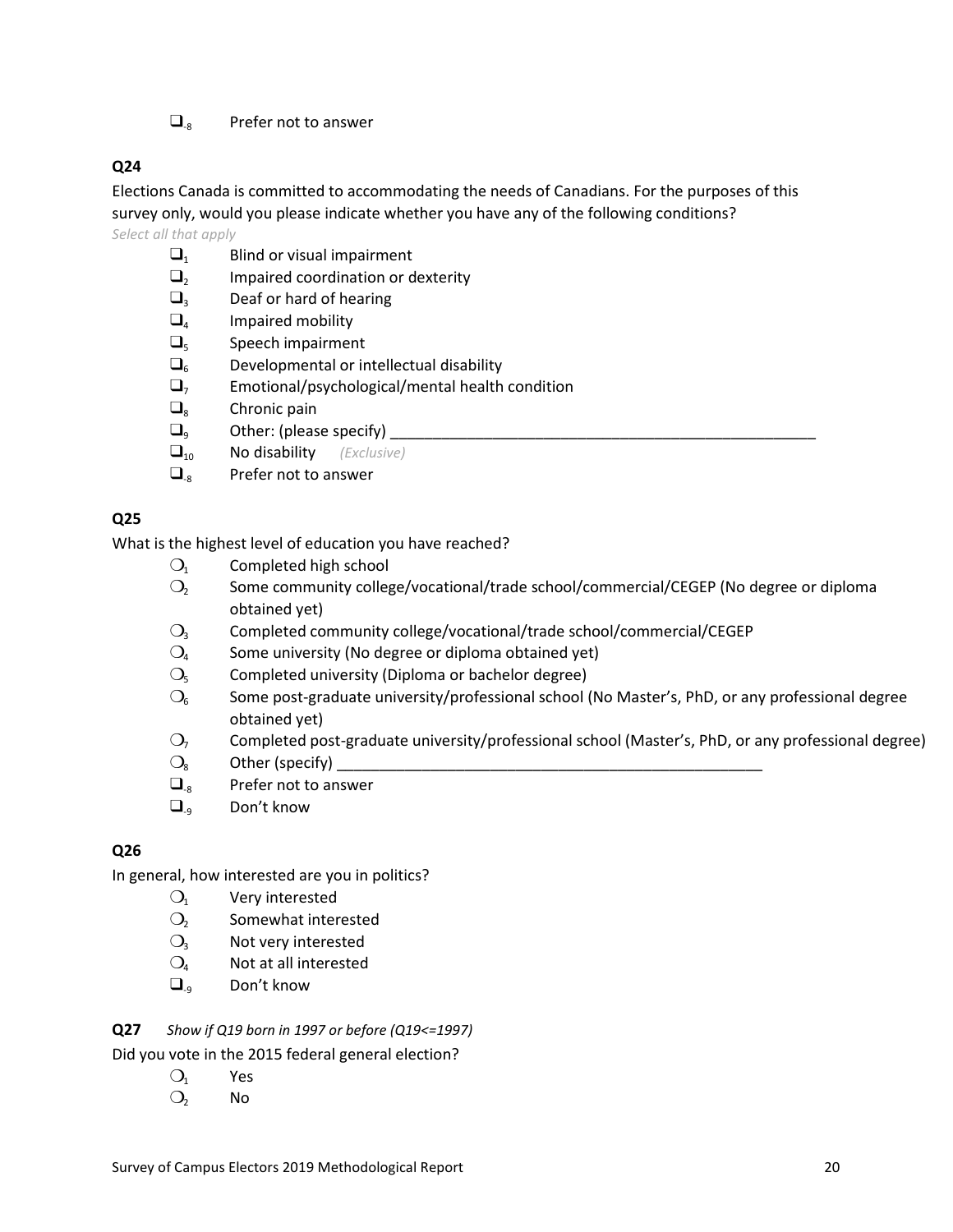- ❑-8 Prefer not to answer

**Q24**

Elections Canada is committed to accommodating the needs of Canadians. For the purposes of this survey only, would you please indicate whether you have any of the following conditions?

*Select all that apply*

- ❑1 Blind or visual impairment
- ❑2 Impaired coordination or dexterity
- ❑3 Deaf or hard of hearing
- ❑4 Impaired mobility
- ❑5 Speech impairment
- ❑6 Developmental or intellectual disability
- ❑7 Emotional/psychological/mental health condition
- ❑8 Chronic pain
- ❑9 Other: (please specify) ____________________________________________________
- ❑10 No disability *(Exclusive)*
- ❑-8 Prefer not to answer

**Q25**

What is the highest level of education you have reached?

- ❍1 Completed high school
- ❍2 Some community college/vocational/trade school/commercial/CEGEP (No degree or diploma obtained yet)
- ❍3 Completed community college/vocational/trade school/commercial/CEGEP
- ❍4 Some university (No degree or diploma obtained yet)
- ❍5 Completed university (Diploma or bachelor degree)
- ❍6 Some post-graduate university/professional school (No Master's, PhD, or any professional degree obtained yet)
- ❍7 Completed post-graduate university/professional school (Master's, PhD, or any professional degree)
- ❍8 Other (specify) ____________________________________________________
- ❑-8 Prefer not to answer
- ❑-9 Don't know

**Q26**

In general, how interested are you in politics?

- ❍1 Very interested
- ❍2 Somewhat interested
- ❍3 Not very interested
- ❍4 Not at all interested
- ❑-9 Don't know

**Q27** *Show if Q19 born in 1997 or before (Q19<=1997)*

Did you vote in the 2015 federal general election?

- ❍1 Yes
- ❍2 No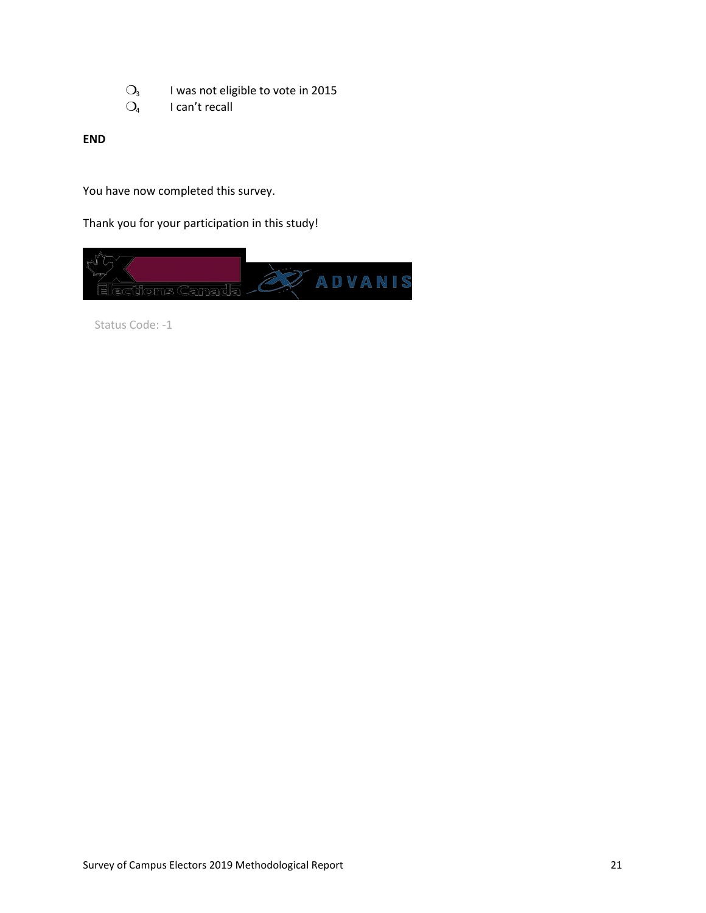- ○[3] I was not eligible to vote in 2015
- ○[4] I can't recall

**END**

You have now completed this survey.

Thank you for your participation in this study!

Elections Canada ADVANIS

Status Code: -1